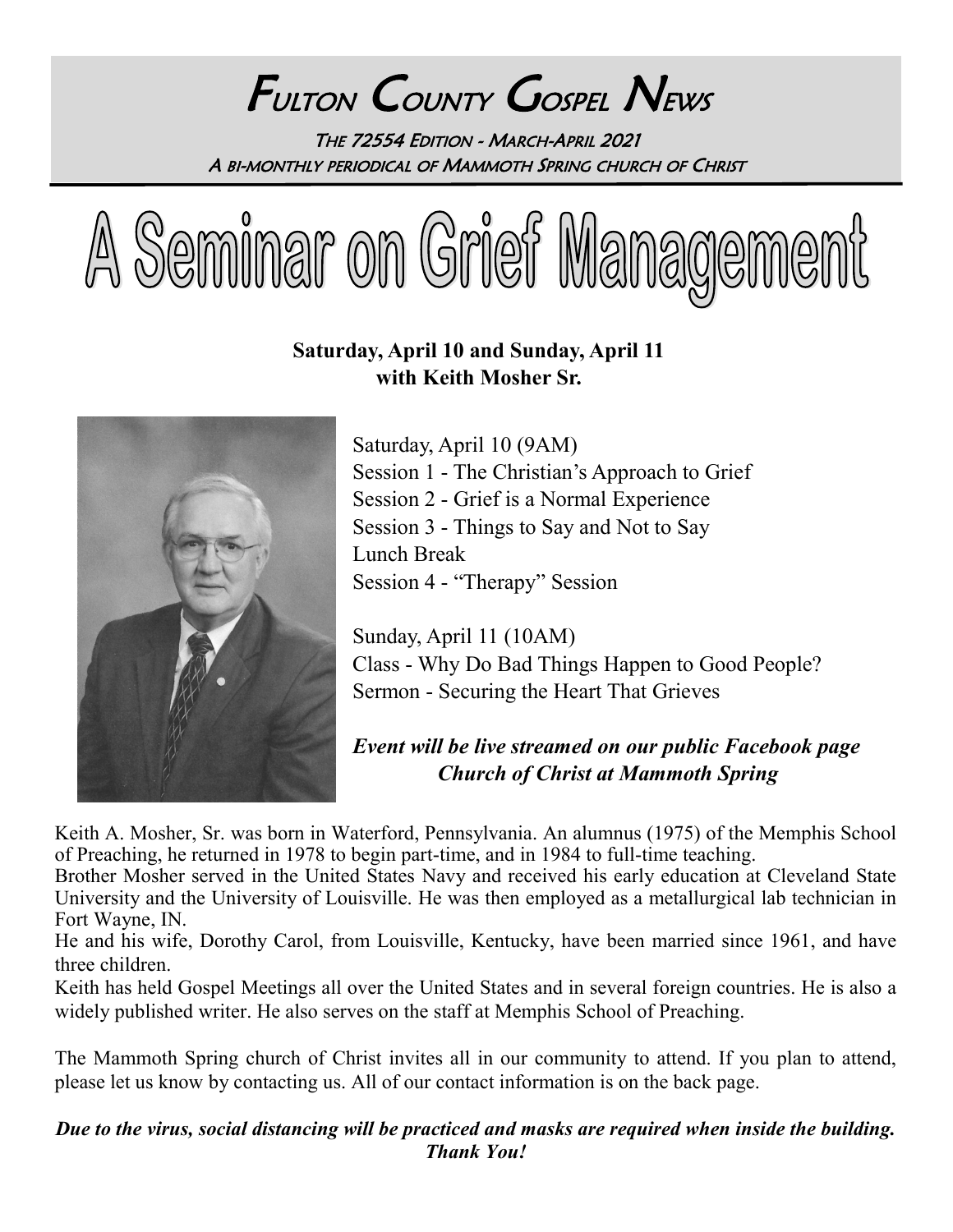# Fulton County Gospel News

The 72554 Edition - March-April 2021

A bi-monthly periodical of Mammoth Spring church of Christ

# A Seminar on Grief Management

**Saturday, April 10 and Sunday, April 11**
**with Keith Mosher Sr.**

Saturday, April 10 (9AM)
Session 1 - The Christian's Approach to Grief
Session 2 - Grief is a Normal Experience
Session 3 - Things to Say and Not to Say
Lunch Break
Session 4 - "Therapy" Session

Sunday, April 11 (10AM)
Class - Why Do Bad Things Happen to Good People?
Sermon - Securing the Heart That Grieves

***Event will be live streamed on our public Facebook page Church of Christ at Mammoth Spring***

Keith A. Mosher, Sr. was born in Waterford, Pennsylvania. An alumnus (1975) of the Memphis School of Preaching, he returned in 1978 to begin part-time, and in 1984 to full-time teaching.

Brother Mosher served in the United States Navy and received his early education at Cleveland State University and the University of Louisville. He was then employed as a metallurgical lab technician in Fort Wayne, IN.

He and his wife, Dorothy Carol, from Louisville, Kentucky, have been married since 1961, and have three children.

Keith has held Gospel Meetings all over the United States and in several foreign countries. He is also a widely published writer. He also serves on the staff at Memphis School of Preaching.

The Mammoth Spring church of Christ invites all in our community to attend. If you plan to attend, please let us know by contacting us. All of our contact information is on the back page.

***Due to the virus, social distancing will be practiced and masks are required when inside the building. Thank You!***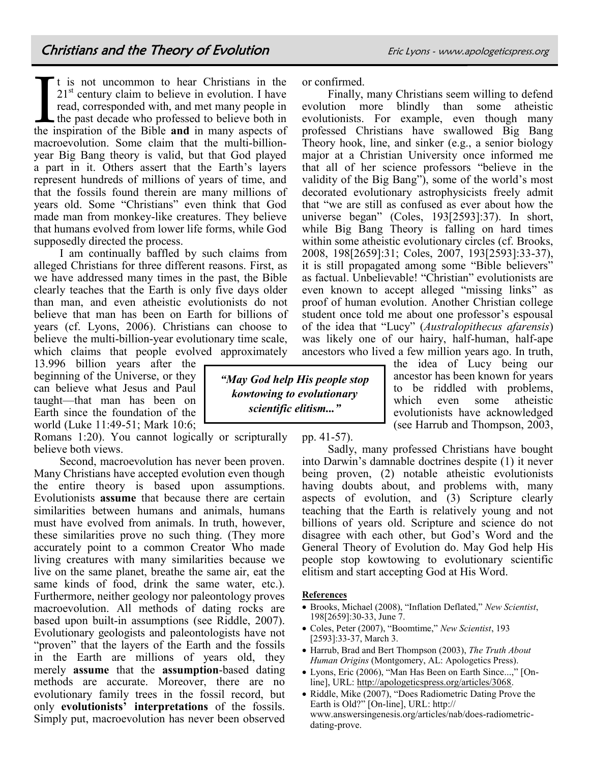## Christians and the Theory of Evolution

Eric Lyons - www.apologeticspress.org

It is not uncommon to hear Christians in the 21st century claim to believe in evolution. I have read, corresponded with, and met many people in the past decade who professed to believe both in the inspiration of the Bible **and** in many aspects of macroevolution. Some claim that the multi-billion-year Big Bang theory is valid, but that God played a part in it. Others assert that the Earth's layers represent hundreds of millions of years of time, and that the fossils found therein are many millions of years old. Some "Christians" even think that God made man from monkey-like creatures. They believe that humans evolved from lower life forms, while God supposedly directed the process.

I am continually baffled by such claims from alleged Christians for three different reasons. First, as we have addressed many times in the past, the Bible clearly teaches that the Earth is only five days older than man, and even atheistic evolutionists do not believe that man has been on Earth for billions of years (cf. Lyons, 2006). Christians can choose to believe the multi-billion-year evolutionary time scale, which claims that people evolved approximately 13.996 billion years after the beginning of the Universe, or they can believe what Jesus and Paul taught—that man has been on Earth since the foundation of the world (Luke 11:49-51; Mark 10:6; Romans 1:20). You cannot logically or scripturally believe both views.

> ***"May God help His people stop kowtowing to evolutionary scientific elitism..."***

Second, macroevolution has never been proven. Many Christians have accepted evolution even though the entire theory is based upon assumptions. Evolutionists **assume** that because there are certain similarities between humans and animals, humans must have evolved from animals. In truth, however, these similarities prove no such thing. (They more accurately point to a common Creator Who made living creatures with many similarities because we live on the same planet, breathe the same air, eat the same kinds of food, drink the same water, etc.). Furthermore, neither geology nor paleontology proves macroevolution. All methods of dating rocks are based upon built-in assumptions (see Riddle, 2007). Evolutionary geologists and paleontologists have not "proven" that the layers of the Earth and the fossils in the Earth are millions of years old, they merely **assume** that the **assumption**-based dating methods are accurate. Moreover, there are no evolutionary family trees in the fossil record, but only **evolutionists' interpretations** of the fossils. Simply put, macroevolution has never been observed or confirmed.

Finally, many Christians seem willing to defend evolution more blindly than some atheistic evolutionists. For example, even though many professed Christians have swallowed Big Bang Theory hook, line, and sinker (e.g., a senior biology major at a Christian University once informed me that all of her science professors "believe in the validity of the Big Bang"), some of the world's most decorated evolutionary astrophysicists freely admit that "we are still as confused as ever about how the universe began" (Coles, 193[2593]:37). In short, while Big Bang Theory is falling on hard times within some atheistic evolutionary circles (cf. Brooks, 2008, 198[2659]:31; Coles, 2007, 193[2593]:33-37), it is still propagated among some "Bible believers" as factual. Unbelievable! "Christian" evolutionists are even known to accept alleged "missing links" as proof of human evolution. Another Christian college student once told me about one professor's espousal of the idea that "Lucy" (*Australopithecus afarensis*) was likely one of our hairy, half-human, half-ape ancestors who lived a few million years ago. In truth, the idea of Lucy being our ancestor has been known for years to be riddled with problems, which even some atheistic evolutionists have acknowledged (see Harrub and Thompson, 2003, pp. 41-57).

Sadly, many professed Christians have bought into Darwin's damnable doctrines despite (1) it never being proven, (2) notable atheistic evolutionists having doubts about, and problems with, many aspects of evolution, and (3) Scripture clearly teaching that the Earth is relatively young and not billions of years old. Scripture and science do not disagree with each other, but God's Word and the General Theory of Evolution do. May God help His people stop kowtowing to evolutionary scientific elitism and start accepting God at His Word.

**References**

- Brooks, Michael (2008), "Inflation Deflated," *New Scientist*, 198[2659]:30-33, June 7.
- Coles, Peter (2007), "Boomtime," *New Scientist*, 193 [2593]:33-37, March 3.
- Harrub, Brad and Bert Thompson (2003), *The Truth About Human Origins* (Montgomery, AL: Apologetics Press).
- Lyons, Eric (2006), "Man Has Been on Earth Since...," [On-line], URL: http://apologeticspress.org/articles/3068.
- Riddle, Mike (2007), "Does Radiometric Dating Prove the Earth is Old?" [On-line], URL: http://www.answersingenesis.org/articles/nab/does-radiometric-dating-prove.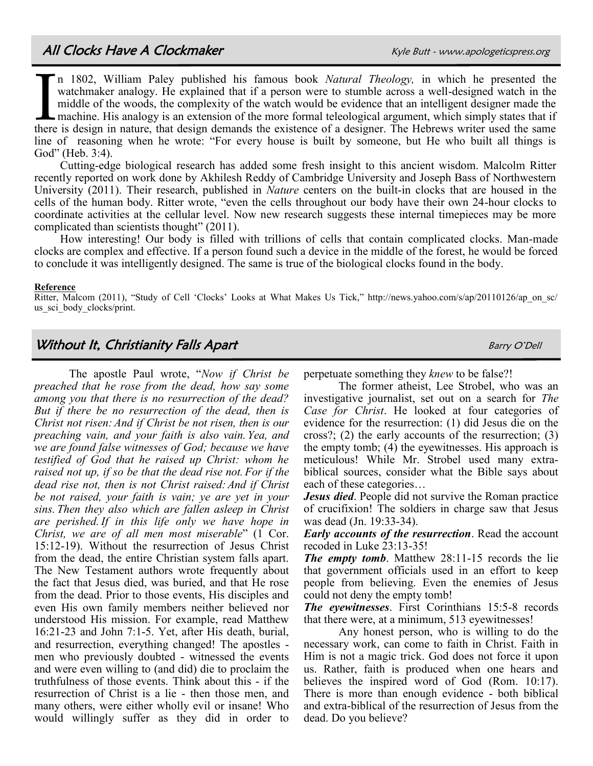## All Clocks Have A Clockmaker

Kyle Butt - www.apologeticspress.org

In 1802, William Paley published his famous book *Natural Theology,* in which he presented the watchmaker analogy. He explained that if a person were to stumble across a well-designed watch in the middle of the woods, the complexity of the watch would be evidence that an intelligent designer made the machine. His analogy is an extension of the more formal teleological argument, which simply states that if there is design in nature, that design demands the existence of a designer. The Hebrews writer used the same line of reasoning when he wrote: "For every house is built by someone, but He who built all things is God" (Heb. 3:4).

Cutting-edge biological research has added some fresh insight to this ancient wisdom. Malcolm Ritter recently reported on work done by Akhilesh Reddy of Cambridge University and Joseph Bass of Northwestern University (2011). Their research, published in *Nature* centers on the built-in clocks that are housed in the cells of the human body. Ritter wrote, "even the cells throughout our body have their own 24-hour clocks to coordinate activities at the cellular level. Now new research suggests these internal timepieces may be more complicated than scientists thought" (2011).

How interesting! Our body is filled with trillions of cells that contain complicated clocks. Man-made clocks are complex and effective. If a person found such a device in the middle of the forest, he would be forced to conclude it was intelligently designed. The same is true of the biological clocks found in the body.

**Reference**

Ritter, Malcom (2011), "Study of Cell 'Clocks' Looks at What Makes Us Tick," http://news.yahoo.com/s/ap/20110126/ap_on_sc/us_sci_body_clocks/print.

## Without It, Christianity Falls Apart

Barry O'Dell

The apostle Paul wrote, "*Now if Christ be preached that he rose from the dead, how say some among you that there is no resurrection of the dead? But if there be no resurrection of the dead, then is Christ not risen: And if Christ be not risen, then is our preaching vain, and your faith is also vain. Yea, and we are found false witnesses of God; because we have testified of God that he raised up Christ: whom he raised not up, if so be that the dead rise not. For if the dead rise not, then is not Christ raised: And if Christ be not raised, your faith is vain; ye are yet in your sins. Then they also which are fallen asleep in Christ are perished. If in this life only we have hope in Christ, we are of all men most miserable*" (1 Cor. 15:12-19). Without the resurrection of Jesus Christ from the dead, the entire Christian system falls apart. The New Testament authors wrote frequently about the fact that Jesus died, was buried, and that He rose from the dead. Prior to those events, His disciples and even His own family members neither believed nor understood His mission. For example, read Matthew 16:21-23 and John 7:1-5. Yet, after His death, burial, and resurrection, everything changed! The apostles - men who previously doubted - witnessed the events and were even willing to (and did) die to proclaim the truthfulness of those events. Think about this - if the resurrection of Christ is a lie - then those men, and many others, were either wholly evil or insane! Who would willingly suffer as they did in order to perpetuate something they *knew* to be false?!

The former atheist, Lee Strobel, who was an investigative journalist, set out on a search for *The Case for Christ*. He looked at four categories of evidence for the resurrection: (1) did Jesus die on the cross?; (2) the early accounts of the resurrection; (3) the empty tomb; (4) the eyewitnesses. His approach is meticulous! While Mr. Strobel used many extra-biblical sources, consider what the Bible says about each of these categories…

***Jesus died***. People did not survive the Roman practice of crucifixion! The soldiers in charge saw that Jesus was dead (Jn. 19:33-34).

***Early accounts of the resurrection***. Read the account recoded in Luke 23:13-35!

***The empty tomb***. Matthew 28:11-15 records the lie that government officials used in an effort to keep people from believing. Even the enemies of Jesus could not deny the empty tomb!

***The eyewitnesses***. First Corinthians 15:5-8 records that there were, at a minimum, 513 eyewitnesses!

Any honest person, who is willing to do the necessary work, can come to faith in Christ. Faith in Him is not a magic trick. God does not force it upon us. Rather, faith is produced when one hears and believes the inspired word of God (Rom. 10:17). There is more than enough evidence - both biblical and extra-biblical of the resurrection of Jesus from the dead. Do you believe?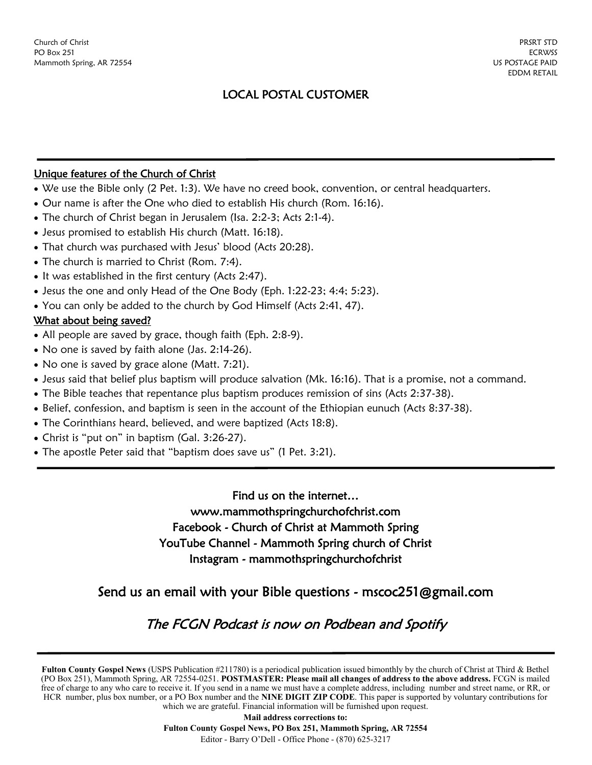Church of Christ
PO Box 251
Mammoth Spring, AR 72554

PRSRT STD
ECRWSS
US POSTAGE PAID
EDDM RETAIL

LOCAL POSTAL CUSTOMER

---

**Unique features of the Church of Christ**

- We use the Bible only (2 Pet. 1:3). We have no creed book, convention, or central headquarters.
- Our name is after the One who died to establish His church (Rom. 16:16).
- The church of Christ began in Jerusalem (Isa. 2:2-3; Acts 2:1-4).
- Jesus promised to establish His church (Matt. 16:18).
- That church was purchased with Jesus' blood (Acts 20:28).
- The church is married to Christ (Rom. 7:4).
- It was established in the first century (Acts 2:47).
- Jesus the one and only Head of the One Body (Eph. 1:22-23; 4:4; 5:23).
- You can only be added to the church by God Himself (Acts 2:41, 47).

**What about being saved?**

- All people are saved by grace, though faith (Eph. 2:8-9).
- No one is saved by faith alone (Jas. 2:14-26).
- No one is saved by grace alone (Matt. 7:21).
- Jesus said that belief plus baptism will produce salvation (Mk. 16:16). That is a promise, not a command.
- The Bible teaches that repentance plus baptism produces remission of sins (Acts 2:37-38).
- Belief, confession, and baptism is seen in the account of the Ethiopian eunuch (Acts 8:37-38).
- The Corinthians heard, believed, and were baptized (Acts 18:8).
- Christ is "put on" in baptism (Gal. 3:26-27).
- The apostle Peter said that "baptism does save us" (1 Pet. 3:21).

---

Find us on the internet…
www.mammothspringchurchofchrist.com
Facebook - Church of Christ at Mammoth Spring
YouTube Channel - Mammoth Spring church of Christ
Instagram - mammothspringchurchofchrist

Send us an email with your Bible questions - mscoc251@gmail.com

*The FCGN Podcast is now on Podbean and Spotify*

---

**Fulton County Gospel News** (USPS Publication #211780) is a periodical publication issued bimonthly by the church of Christ at Third & Bethel (PO Box 251), Mammoth Spring, AR 72554-0251. **POSTMASTER: Please mail all changes of address to the above address.** FCGN is mailed free of charge to any who care to receive it. If you send in a name we must have a complete address, including number and street name, or RR, or HCR number, plus box number, or a PO Box number and the **NINE DIGIT ZIP CODE**. This paper is supported by voluntary contributions for which we are grateful. Financial information will be furnished upon request.

**Mail address corrections to:**
**Fulton County Gospel News, PO Box 251, Mammoth Spring, AR 72554**
Editor - Barry O'Dell - Office Phone - (870) 625-3217